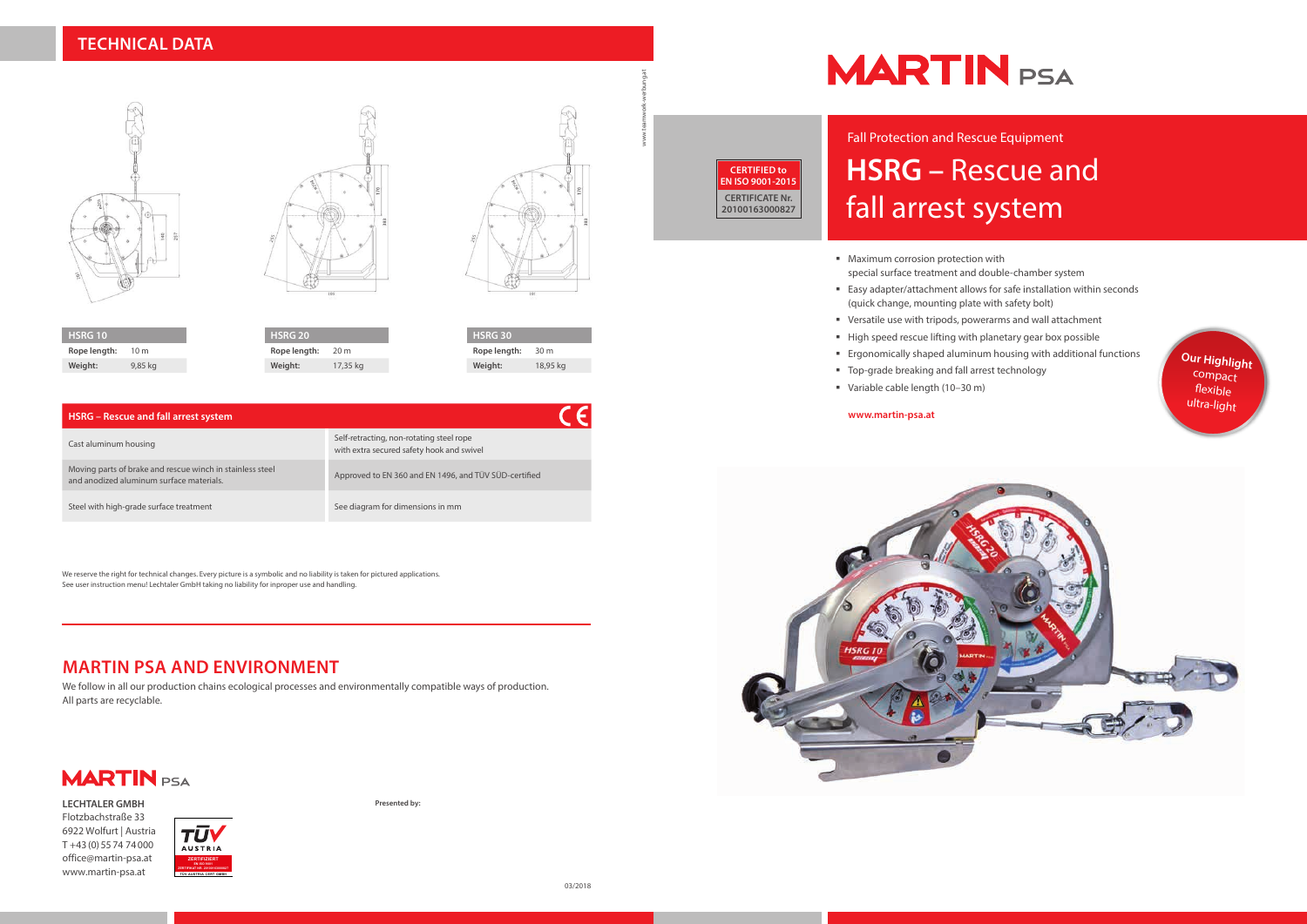## TECHNICAL DATA

| HSRG 10 | |
|---|---|
| Rope length: | 10 m |
| Weight: | 9,85 kg |

| HSRG 20 | |
|---|---|
| Rope length: | 20 m |
| Weight: | 17,35 kg |

| HSRG 30 | |
|---|---|
| Rope length: | 30 m |
| Weight: | 18,95 kg |

| HSRG – Rescue and fall arrest system | CE |
|---|---|
| Cast aluminum housing | Self-retracting, non-rotating steel rope with extra secured safety hook and swivel |
| Moving parts of brake and rescue winch in stainless steel and anodized aluminum surface materials. | Approved to EN 360 and EN 1496, and TÜV SÜD-certified |
| Steel with high-grade surface treatment | See diagram for dimensions in mm |

We reserve the right for technical changes. Every picture is a symbolic and no liability is taken for pictured applications. See user instruction menu! Lechtaler GmbH taking no liability for inproper use and handling.

## MARTIN PSA AND ENVIRONMENT

We follow in all our production chains ecological processes and environmentally compatible ways of production. All parts are recyclable.

MARTIN PSA

**LECHTALER GMBH**
Flotzbachstraße 33
6922 Wolfurt | Austria
T +43 (0) 55 74 74 000
office@martin-psa.at
www.martin-psa.at

**Presented by:**

03/2018

# MARTIN PSA

**CERTIFIED to EN ISO 9001-2015**
**CERTIFICATE Nr. 20100163000827**

Fall Protection and Rescue Equipment

# HSRG – Rescue and fall arrest system

- Maximum corrosion protection with special surface treatment and double-chamber system
- Easy adapter/attachment allows for safe installation within seconds (quick change, mounting plate with safety bolt)
- Versatile use with tripods, powerarms and wall attachment
- High speed rescue lifting with planetary gear box possible
- Ergonomically shaped aluminum housing with additional functions
- Top-grade breaking and fall arrest technology
- Variable cable length (10–30 m)

**www.martin-psa.at**

**Our Highlight**
compact
flexible
ultra-light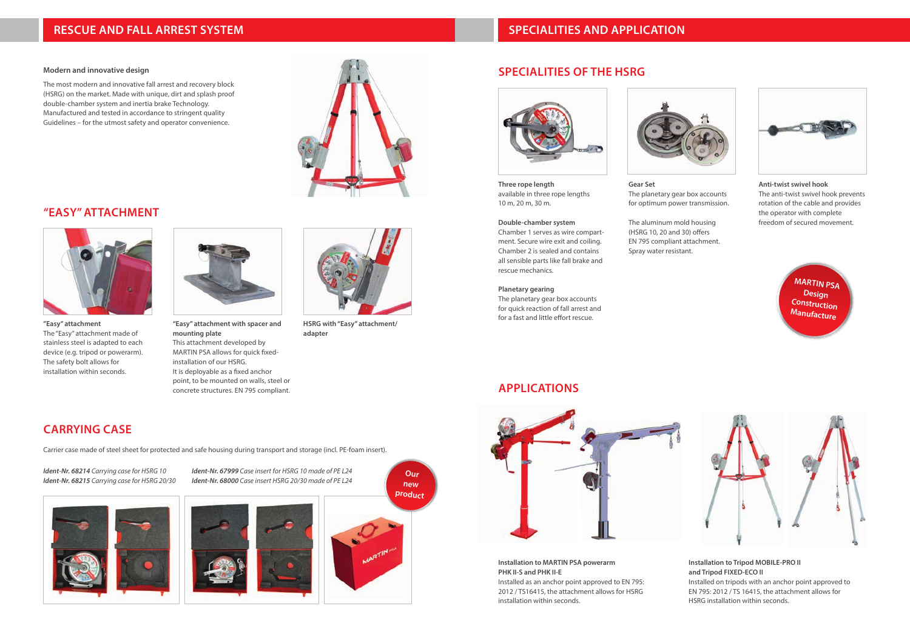# RESCUE AND FALL ARREST SYSTEM

**Modern and innovative design**

The most modern and innovative fall arrest and recovery block (HSRG) on the market. Made with unique, dirt and splash proof double-chamber system and inertia brake Technology. Manufactured and tested in accordance to stringent quality Guidelines – for the utmost safety and operator convenience.

## "EASY" ATTACHMENT

**"Easy" attachment**
The "Easy" attachment made of stainless steel is adapted to each device (e.g. tripod or powerarm). The safety bolt allows for installation within seconds.

**"Easy" attachment with spacer and mounting plate**
This attachment developed by MARTIN PSA allows for quick fixed-installation of our HSRG.
It is deployable as a fixed anchor point, to be mounted on walls, steel or concrete structures. EN 795 compliant.

**HSRG with "Easy" attachment/ adapter**

## CARRYING CASE

Carrier case made of steel sheet for protected and safe housing during transport and storage (incl. PE-foam insert).

***Ident-Nr. 68214*** *Carrying case for HSRG 10*
***Ident-Nr. 68215*** *Carrying case for HSRG 20/30*

***Ident-Nr. 67999*** *Case insert for HSRG 10 made of PE L24*
***Ident-Nr. 68000*** *Case insert HSRG 20/30 made of PE L24*

Our new product

# SPECIALITIES AND APPLICATION

## SPECIALITIES OF THE HSRG

**Three rope length**
available in three rope lengths
10 m, 20 m, 30 m.

**Double-chamber system**
Chamber 1 serves as wire compartment. Secure wire exit and coiling. Chamber 2 is sealed and contains all sensible parts like fall brake and rescue mechanics.

**Planetary gearing**
The planetary gear box accounts for quick reaction of fall arrest and for a fast and little effort rescue.

**Gear Set**
The planetary gear box accounts for optimum power transmission.

The aluminum mold housing (HSRG 10, 20 and 30) offers EN 795 compliant attachment. Spray water resistant.

**Anti-twist swivel hook**
The anti-twist swivel hook prevents rotation of the cable and provides the operator with complete freedom of secured movement.

MARTIN PSA Design Construction Manufacture

## APPLICATIONS

**Installation to MARTIN PSA powerarm PHK II-S and PHK II-E**
Installed as an anchor point approved to EN 795: 2012 / TS16415, the attachment allows for HSRG installation within seconds.

**Installation to Tripod MOBILE-PRO II and Tripod FIXED-ECO II**
Installed on tripods with an anchor point approved to EN 795: 2012 / TS 16415, the attachment allows for HSRG installation within seconds.